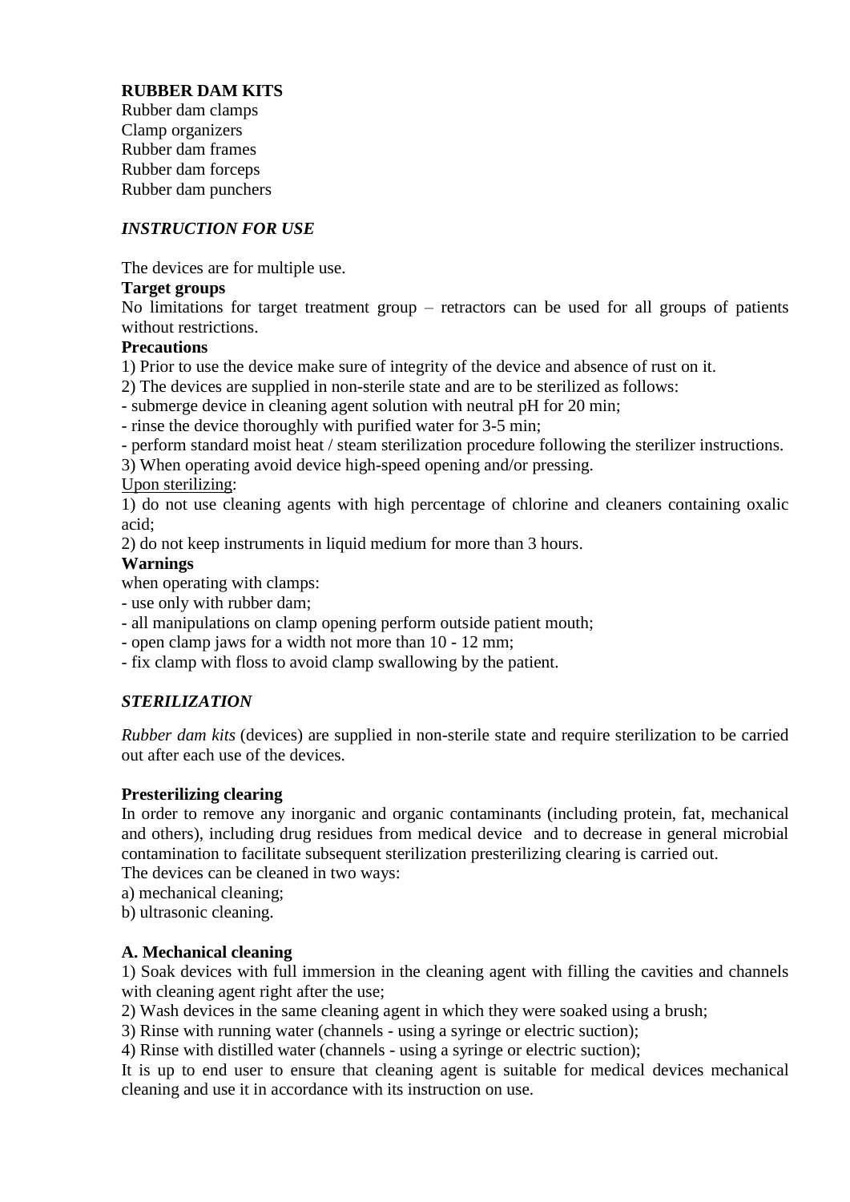**RUBBER DAM KITS**
Rubber dam clamps
Clamp organizers
Rubber dam frames
Rubber dam forceps
Rubber dam punchers

## *INSTRUCTION FOR USE*

The devices are for multiple use.

**Target groups**

No limitations for target treatment group – retractors can be used for all groups of patients without restrictions.

**Precautions**

1) Prior to use the device make sure of integrity of the device and absence of rust on it.
2) The devices are supplied in non-sterile state and are to be sterilized as follows:
- submerge device in cleaning agent solution with neutral pH for 20 min;
- rinse the device thoroughly with purified water for 3-5 min;
- perform standard moist heat / steam sterilization procedure following the sterilizer instructions.
3) When operating avoid device high-speed opening and/or pressing.

Upon sterilizing:

1) do not use cleaning agents with high percentage of chlorine and cleaners containing oxalic acid;
2) do not keep instruments in liquid medium for more than 3 hours.

**Warnings**

when operating with clamps:
- use only with rubber dam;
- all manipulations on clamp opening perform outside patient mouth;
- open clamp jaws for a width not more than 10 - 12 mm;
- fix clamp with floss to avoid clamp swallowing by the patient.

## *STERILIZATION*

*Rubber dam kits* (devices) are supplied in non-sterile state and require sterilization to be carried out after each use of the devices.

**Presterilizing clearing**

In order to remove any inorganic and organic contaminants (including protein, fat, mechanical and others), including drug residues from medical device and to decrease in general microbial contamination to facilitate subsequent sterilization presterilizing clearing is carried out.

The devices can be cleaned in two ways:
a) mechanical cleaning;
b) ultrasonic cleaning.

**A. Mechanical cleaning**

1) Soak devices with full immersion in the cleaning agent with filling the cavities and channels with cleaning agent right after the use;
2) Wash devices in the same cleaning agent in which they were soaked using a brush;
3) Rinse with running water (channels - using a syringe or electric suction);
4) Rinse with distilled water (channels - using a syringe or electric suction);

It is up to end user to ensure that cleaning agent is suitable for medical devices mechanical cleaning and use it in accordance with its instruction on use.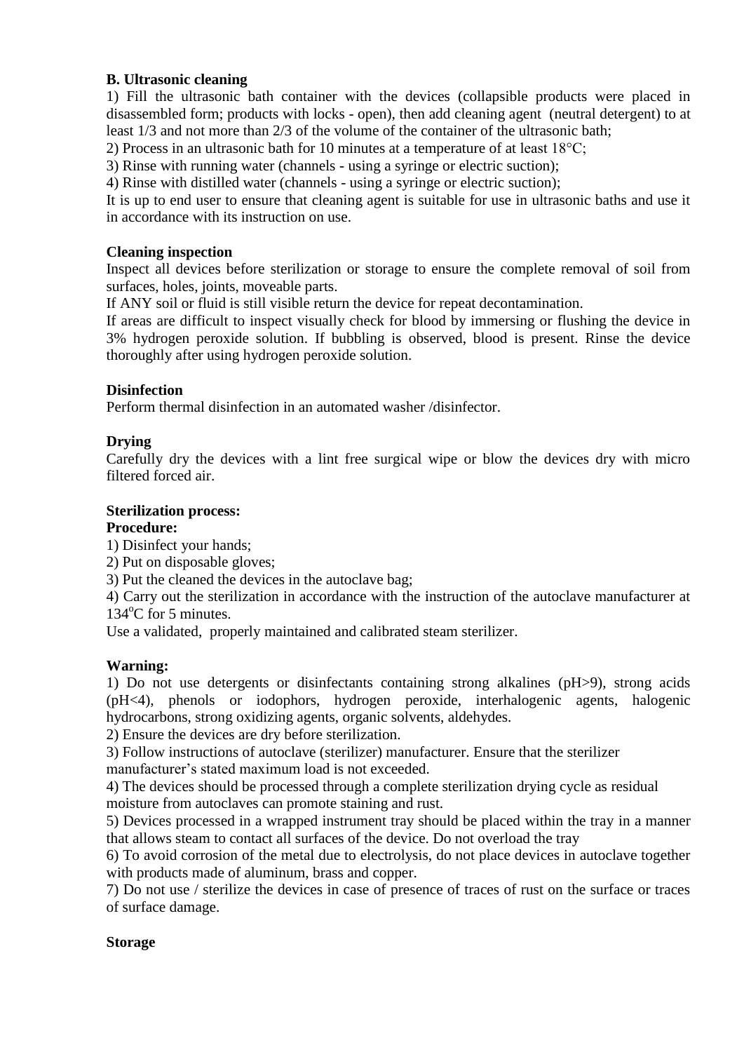**B. Ultrasonic cleaning**

1) Fill the ultrasonic bath container with the devices (collapsible products were placed in disassembled form; products with locks - open), then add cleaning agent (neutral detergent) to at least 1/3 and not more than 2/3 of the volume of the container of the ultrasonic bath;

2) Process in an ultrasonic bath for 10 minutes at a temperature of at least 18°C;

3) Rinse with running water (channels - using a syringe or electric suction);

4) Rinse with distilled water (channels - using a syringe or electric suction);

It is up to end user to ensure that cleaning agent is suitable for use in ultrasonic baths and use it in accordance with its instruction on use.

**Cleaning inspection**

Inspect all devices before sterilization or storage to ensure the complete removal of soil from surfaces, holes, joints, moveable parts.

If ANY soil or fluid is still visible return the device for repeat decontamination.

If areas are difficult to inspect visually check for blood by immersing or flushing the device in 3% hydrogen peroxide solution. If bubbling is observed, blood is present. Rinse the device thoroughly after using hydrogen peroxide solution.

**Disinfection**

Perform thermal disinfection in an automated washer /disinfector.

**Drying**

Carefully dry the devices with a lint free surgical wipe or blow the devices dry with micro filtered forced air.

**Sterilization process:**

**Procedure:**

1) Disinfect your hands;

2) Put on disposable gloves;

3) Put the cleaned the devices in the autoclave bag;

4) Carry out the sterilization in accordance with the instruction of the autoclave manufacturer at 134°C for 5 minutes.

Use a validated, properly maintained and calibrated steam sterilizer.

**Warning:**

1) Do not use detergents or disinfectants containing strong alkalines (pH>9), strong acids (pH<4), phenols or iodophors, hydrogen peroxide, interhalogenic agents, halogenic hydrocarbons, strong oxidizing agents, organic solvents, aldehydes.

2) Ensure the devices are dry before sterilization.

3) Follow instructions of autoclave (sterilizer) manufacturer. Ensure that the sterilizer manufacturer's stated maximum load is not exceeded.

4) The devices should be processed through a complete sterilization drying cycle as residual moisture from autoclaves can promote staining and rust.

5) Devices processed in a wrapped instrument tray should be placed within the tray in a manner that allows steam to contact all surfaces of the device. Do not overload the tray

6) To avoid corrosion of the metal due to electrolysis, do not place devices in autoclave together with products made of aluminum, brass and copper.

7) Do not use / sterilize the devices in case of presence of traces of rust on the surface or traces of surface damage.

**Storage**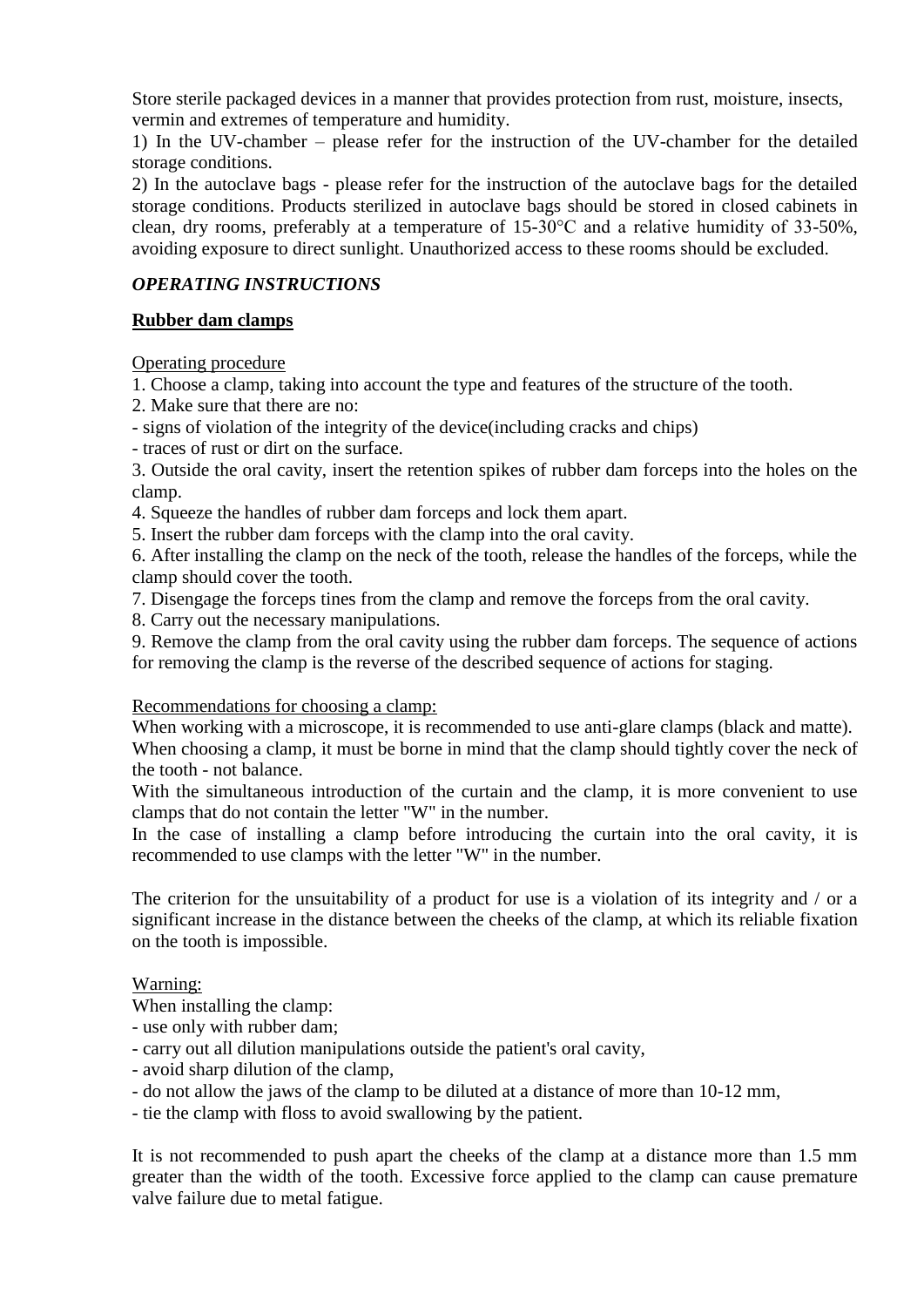Store sterile packaged devices in a manner that provides protection from rust, moisture, insects, vermin and extremes of temperature and humidity.

1) In the UV-chamber – please refer for the instruction of the UV-chamber for the detailed storage conditions.

2) In the autoclave bags - please refer for the instruction of the autoclave bags for the detailed storage conditions. Products sterilized in autoclave bags should be stored in closed cabinets in clean, dry rooms, preferably at a temperature of 15-30°C and a relative humidity of 33-50%, avoiding exposure to direct sunlight. Unauthorized access to these rooms should be excluded.

### *OPERATING INSTRUCTIONS*

#### Rubber dam clamps

Operating procedure

1. Choose a clamp, taking into account the type and features of the structure of the tooth.
2. Make sure that there are no:
   - signs of violation of the integrity of the device(including cracks and chips)
   - traces of rust or dirt on the surface.
3. Outside the oral cavity, insert the retention spikes of rubber dam forceps into the holes on the clamp.
4. Squeeze the handles of rubber dam forceps and lock them apart.
5. Insert the rubber dam forceps with the clamp into the oral cavity.
6. After installing the clamp on the neck of the tooth, release the handles of the forceps, while the clamp should cover the tooth.
7. Disengage the forceps tines from the clamp and remove the forceps from the oral cavity.
8. Carry out the necessary manipulations.
9. Remove the clamp from the oral cavity using the rubber dam forceps. The sequence of actions for removing the clamp is the reverse of the described sequence of actions for staging.

Recommendations for choosing a clamp:

When working with a microscope, it is recommended to use anti-glare clamps (black and matte).

When choosing a clamp, it must be borne in mind that the clamp should tightly cover the neck of the tooth - not balance.

With the simultaneous introduction of the curtain and the clamp, it is more convenient to use clamps that do not contain the letter "W" in the number.

In the case of installing a clamp before introducing the curtain into the oral cavity, it is recommended to use clamps with the letter "W" in the number.

The criterion for the unsuitability of a product for use is a violation of its integrity and / or a significant increase in the distance between the cheeks of the clamp, at which its reliable fixation on the tooth is impossible.

Warning:

When installing the clamp:
- use only with rubber dam;
- carry out all dilution manipulations outside the patient's oral cavity,
- avoid sharp dilution of the clamp,
- do not allow the jaws of the clamp to be diluted at a distance of more than 10-12 mm,
- tie the clamp with floss to avoid swallowing by the patient.

It is not recommended to push apart the cheeks of the clamp at a distance more than 1.5 mm greater than the width of the tooth. Excessive force applied to the clamp can cause premature valve failure due to metal fatigue.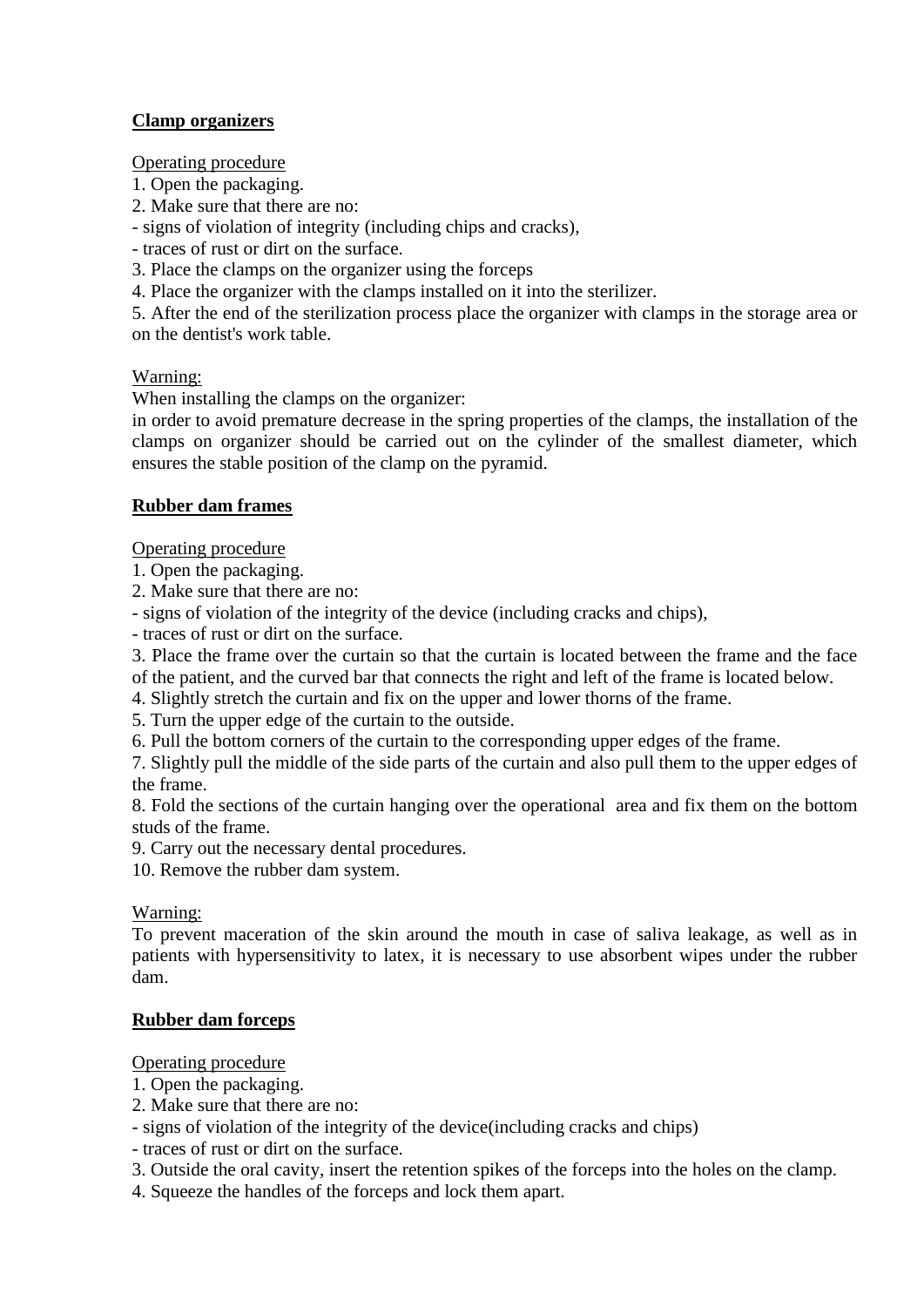## Clamp organizers

Operating procedure

1. Open the packaging.
2. Make sure that there are no:
- signs of violation of integrity (including chips and cracks),
- traces of rust or dirt on the surface.
3. Place the clamps on the organizer using the forceps
4. Place the organizer with the clamps installed on it into the sterilizer.
5. After the end of the sterilization process place the organizer with clamps in the storage area or on the dentist's work table.

Warning:

When installing the clamps on the organizer:
in order to avoid premature decrease in the spring properties of the clamps, the installation of the clamps on organizer should be carried out on the cylinder of the smallest diameter, which ensures the stable position of the clamp on the pyramid.

## Rubber dam frames

Operating procedure

1. Open the packaging.
2. Make sure that there are no:
- signs of violation of the integrity of the device (including cracks and chips),
- traces of rust or dirt on the surface.
3. Place the frame over the curtain so that the curtain is located between the frame and the face of the patient, and the curved bar that connects the right and left of the frame is located below.
4. Slightly stretch the curtain and fix on the upper and lower thorns of the frame.
5. Turn the upper edge of the curtain to the outside.
6. Pull the bottom corners of the curtain to the corresponding upper edges of the frame.
7. Slightly pull the middle of the side parts of the curtain and also pull them to the upper edges of the frame.
8. Fold the sections of the curtain hanging over the operational area and fix them on the bottom studs of the frame.
9. Carry out the necessary dental procedures.
10. Remove the rubber dam system.

Warning:

To prevent maceration of the skin around the mouth in case of saliva leakage, as well as in patients with hypersensitivity to latex, it is necessary to use absorbent wipes under the rubber dam.

## Rubber dam forceps

Operating procedure

1. Open the packaging.
2. Make sure that there are no:
- signs of violation of the integrity of the device(including cracks and chips)
- traces of rust or dirt on the surface.
3. Outside the oral cavity, insert the retention spikes of the forceps into the holes on the clamp.
4. Squeeze the handles of the forceps and lock them apart.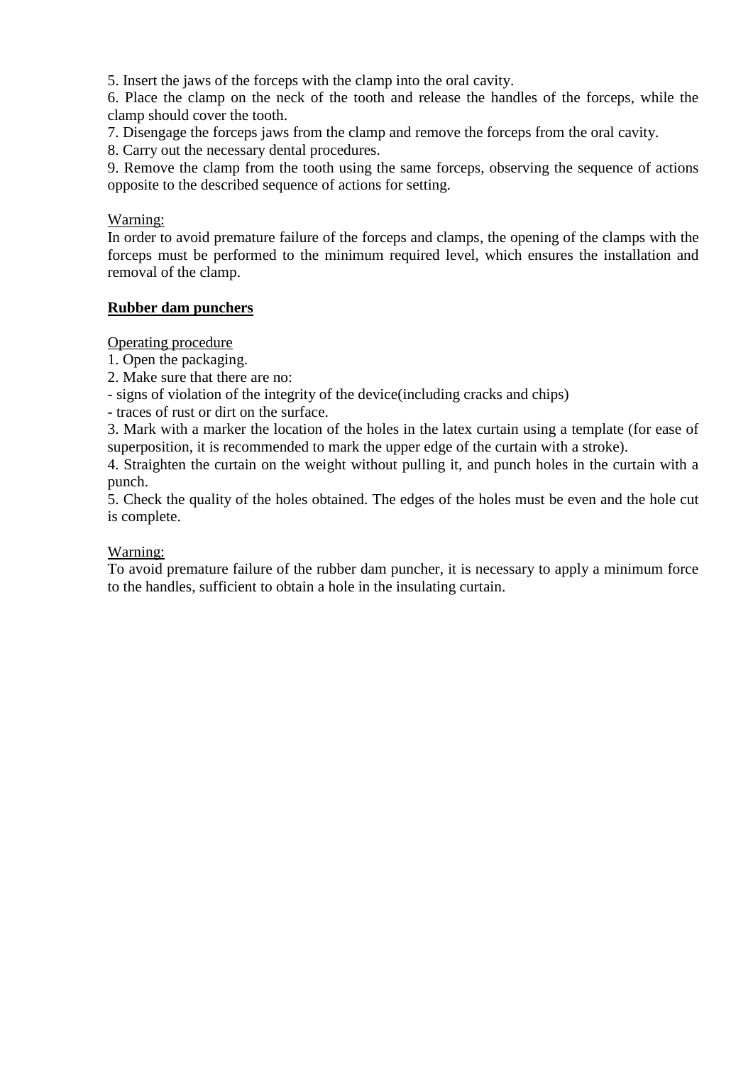5. Insert the jaws of the forceps with the clamp into the oral cavity.
6. Place the clamp on the neck of the tooth and release the handles of the forceps, while the clamp should cover the tooth.
7. Disengage the forceps jaws from the clamp and remove the forceps from the oral cavity.
8. Carry out the necessary dental procedures.
9. Remove the clamp from the tooth using the same forceps, observing the sequence of actions opposite to the described sequence of actions for setting.

Warning:
In order to avoid premature failure of the forceps and clamps, the opening of the clamps with the forceps must be performed to the minimum required level, which ensures the installation and removal of the clamp.

**Rubber dam punchers**

Operating procedure
1. Open the packaging.
2. Make sure that there are no:
- signs of violation of the integrity of the device(including cracks and chips)
- traces of rust or dirt on the surface.
3. Mark with a marker the location of the holes in the latex curtain using a template (for ease of superposition, it is recommended to mark the upper edge of the curtain with a stroke).
4. Straighten the curtain on the weight without pulling it, and punch holes in the curtain with a punch.
5. Check the quality of the holes obtained. The edges of the holes must be even and the hole cut is complete.

Warning:
To avoid premature failure of the rubber dam puncher, it is necessary to apply a minimum force to the handles, sufficient to obtain a hole in the insulating curtain.